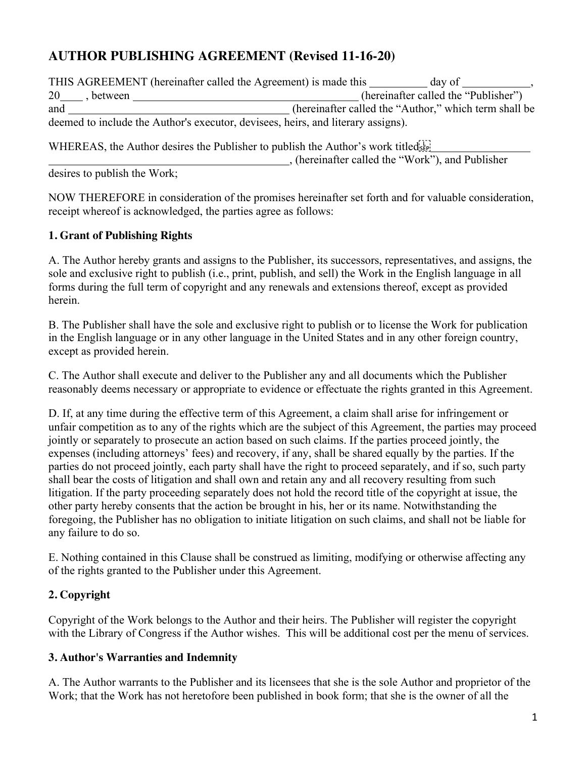# AUTHOR PUBLISHING AGREEMENT (Revised 11-16-20)

THIS AGREEMENT (hereinafter called the Agreement) is made this __________ day of ____________, 20____ , between ________________________________________ (hereinafter called the "Publisher") and ________________________________________ (hereinafter called the "Author," which term shall be deemed to include the Author's executor, devisees, heirs, and literary assigns).

WHEREAS, the Author desires the Publisher to publish the Author's work titled __________________ ____________________________________________, (hereinafter called the "Work"), and Publisher desires to publish the Work;

NOW THEREFORE in consideration of the promises hereinafter set forth and for valuable consideration, receipt whereof is acknowledged, the parties agree as follows:

**1. Grant of Publishing Rights**

A. The Author hereby grants and assigns to the Publisher, its successors, representatives, and assigns, the sole and exclusive right to publish (i.e., print, publish, and sell) the Work in the English language in all forms during the full term of copyright and any renewals and extensions thereof, except as provided herein.

B. The Publisher shall have the sole and exclusive right to publish or to license the Work for publication in the English language or in any other language in the United States and in any other foreign country, except as provided herein.

C. The Author shall execute and deliver to the Publisher any and all documents which the Publisher reasonably deems necessary or appropriate to evidence or effectuate the rights granted in this Agreement.

D. If, at any time during the effective term of this Agreement, a claim shall arise for infringement or unfair competition as to any of the rights which are the subject of this Agreement, the parties may proceed jointly or separately to prosecute an action based on such claims. If the parties proceed jointly, the expenses (including attorneys' fees) and recovery, if any, shall be shared equally by the parties. If the parties do not proceed jointly, each party shall have the right to proceed separately, and if so, such party shall bear the costs of litigation and shall own and retain any and all recovery resulting from such litigation. If the party proceeding separately does not hold the record title of the copyright at issue, the other party hereby consents that the action be brought in his, her or its name. Notwithstanding the foregoing, the Publisher has no obligation to initiate litigation on such claims, and shall not be liable for any failure to do so.

E. Nothing contained in this Clause shall be construed as limiting, modifying or otherwise affecting any of the rights granted to the Publisher under this Agreement.

**2. Copyright**

Copyright of the Work belongs to the Author and their heirs. The Publisher will register the copyright with the Library of Congress if the Author wishes. This will be additional cost per the menu of services.

**3. Author's Warranties and Indemnity**

A. The Author warrants to the Publisher and its licensees that she is the sole Author and proprietor of the Work; that the Work has not heretofore been published in book form; that she is the owner of all the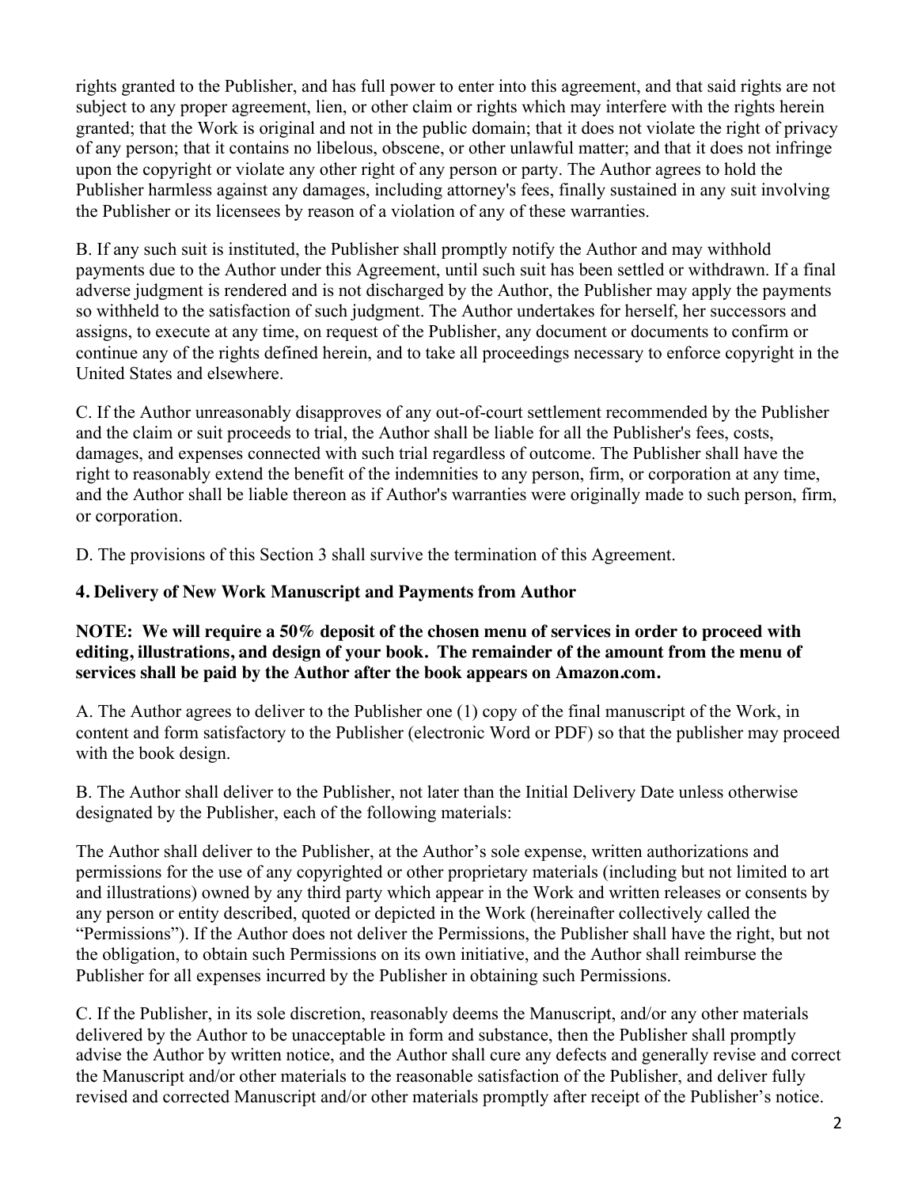rights granted to the Publisher, and has full power to enter into this agreement, and that said rights are not subject to any proper agreement, lien, or other claim or rights which may interfere with the rights herein granted; that the Work is original and not in the public domain; that it does not violate the right of privacy of any person; that it contains no libelous, obscene, or other unlawful matter; and that it does not infringe upon the copyright or violate any other right of any person or party. The Author agrees to hold the Publisher harmless against any damages, including attorney's fees, finally sustained in any suit involving the Publisher or its licensees by reason of a violation of any of these warranties.

B. If any such suit is instituted, the Publisher shall promptly notify the Author and may withhold payments due to the Author under this Agreement, until such suit has been settled or withdrawn. If a final adverse judgment is rendered and is not discharged by the Author, the Publisher may apply the payments so withheld to the satisfaction of such judgment. The Author undertakes for herself, her successors and assigns, to execute at any time, on request of the Publisher, any document or documents to confirm or continue any of the rights defined herein, and to take all proceedings necessary to enforce copyright in the United States and elsewhere.

C. If the Author unreasonably disapproves of any out-of-court settlement recommended by the Publisher and the claim or suit proceeds to trial, the Author shall be liable for all the Publisher's fees, costs, damages, and expenses connected with such trial regardless of outcome. The Publisher shall have the right to reasonably extend the benefit of the indemnities to any person, firm, or corporation at any time, and the Author shall be liable thereon as if Author's warranties were originally made to such person, firm, or corporation.

D. The provisions of this Section 3 shall survive the termination of this Agreement.

### 4. Delivery of New Work Manuscript and Payments from Author

**NOTE: We will require a 50% deposit of the chosen menu of services in order to proceed with editing, illustrations, and design of your book. The remainder of the amount from the menu of services shall be paid by the Author after the book appears on Amazon.com.**

A. The Author agrees to deliver to the Publisher one (1) copy of the final manuscript of the Work, in content and form satisfactory to the Publisher (electronic Word or PDF) so that the publisher may proceed with the book design.

B. The Author shall deliver to the Publisher, not later than the Initial Delivery Date unless otherwise designated by the Publisher, each of the following materials:

The Author shall deliver to the Publisher, at the Author's sole expense, written authorizations and permissions for the use of any copyrighted or other proprietary materials (including but not limited to art and illustrations) owned by any third party which appear in the Work and written releases or consents by any person or entity described, quoted or depicted in the Work (hereinafter collectively called the "Permissions"). If the Author does not deliver the Permissions, the Publisher shall have the right, but not the obligation, to obtain such Permissions on its own initiative, and the Author shall reimburse the Publisher for all expenses incurred by the Publisher in obtaining such Permissions.

C. If the Publisher, in its sole discretion, reasonably deems the Manuscript, and/or any other materials delivered by the Author to be unacceptable in form and substance, then the Publisher shall promptly advise the Author by written notice, and the Author shall cure any defects and generally revise and correct the Manuscript and/or other materials to the reasonable satisfaction of the Publisher, and deliver fully revised and corrected Manuscript and/or other materials promptly after receipt of the Publisher's notice.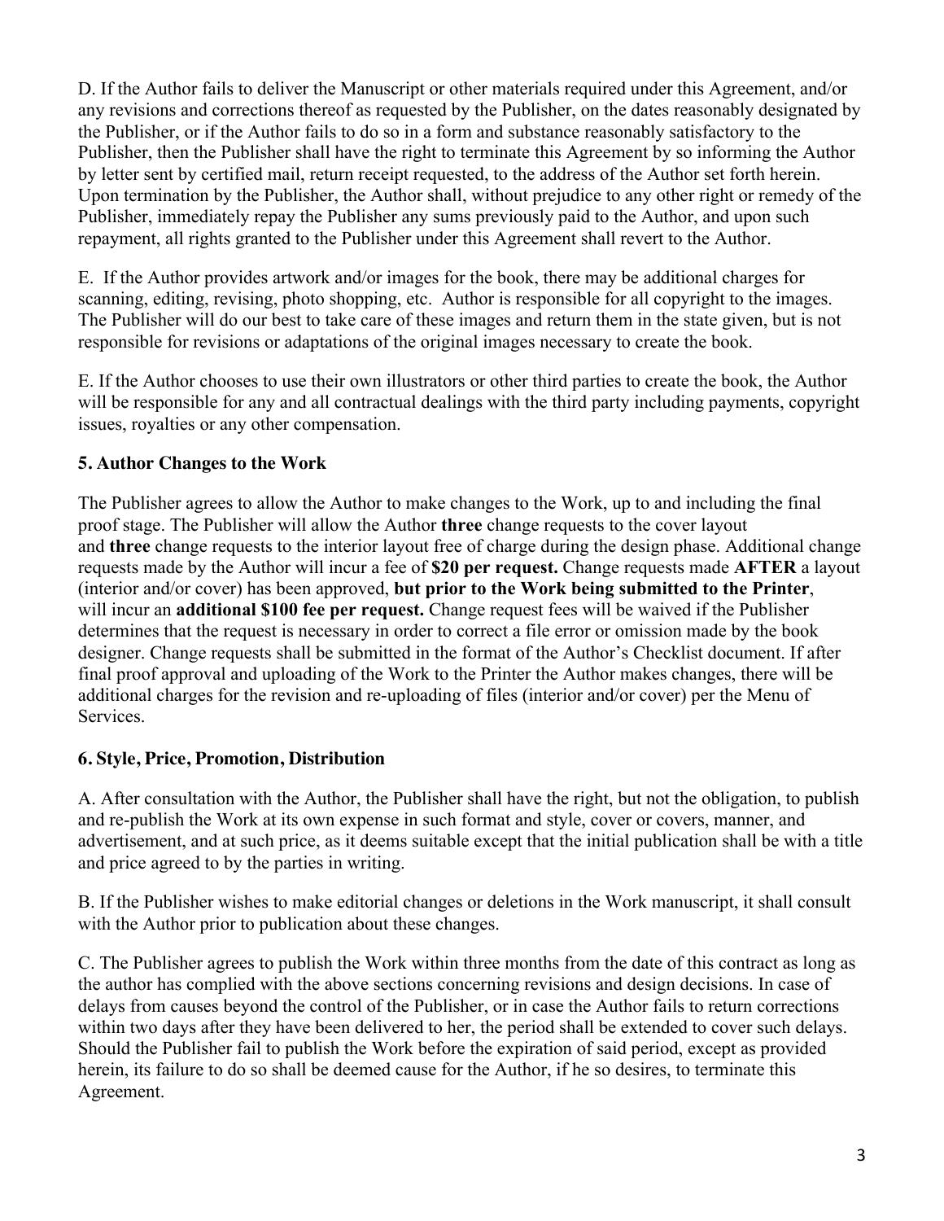D. If the Author fails to deliver the Manuscript or other materials required under this Agreement, and/or any revisions and corrections thereof as requested by the Publisher, on the dates reasonably designated by the Publisher, or if the Author fails to do so in a form and substance reasonably satisfactory to the Publisher, then the Publisher shall have the right to terminate this Agreement by so informing the Author by letter sent by certified mail, return receipt requested, to the address of the Author set forth herein. Upon termination by the Publisher, the Author shall, without prejudice to any other right or remedy of the Publisher, immediately repay the Publisher any sums previously paid to the Author, and upon such repayment, all rights granted to the Publisher under this Agreement shall revert to the Author.

E. If the Author provides artwork and/or images for the book, there may be additional charges for scanning, editing, revising, photo shopping, etc. Author is responsible for all copyright to the images. The Publisher will do our best to take care of these images and return them in the state given, but is not responsible for revisions or adaptations of the original images necessary to create the book.

E. If the Author chooses to use their own illustrators or other third parties to create the book, the Author will be responsible for any and all contractual dealings with the third party including payments, copyright issues, royalties or any other compensation.

### 5. Author Changes to the Work

The Publisher agrees to allow the Author to make changes to the Work, up to and including the final proof stage. The Publisher will allow the Author **three** change requests to the cover layout and **three** change requests to the interior layout free of charge during the design phase. Additional change requests made by the Author will incur a fee of **$20 per request.** Change requests made **AFTER** a layout (interior and/or cover) has been approved, **but prior to the Work being submitted to the Printer**, will incur an **additional $100 fee per request.** Change request fees will be waived if the Publisher determines that the request is necessary in order to correct a file error or omission made by the book designer. Change requests shall be submitted in the format of the Author's Checklist document. If after final proof approval and uploading of the Work to the Printer the Author makes changes, there will be additional charges for the revision and re-uploading of files (interior and/or cover) per the Menu of Services.

### 6. Style, Price, Promotion, Distribution

A. After consultation with the Author, the Publisher shall have the right, but not the obligation, to publish and re-publish the Work at its own expense in such format and style, cover or covers, manner, and advertisement, and at such price, as it deems suitable except that the initial publication shall be with a title and price agreed to by the parties in writing.

B. If the Publisher wishes to make editorial changes or deletions in the Work manuscript, it shall consult with the Author prior to publication about these changes.

C. The Publisher agrees to publish the Work within three months from the date of this contract as long as the author has complied with the above sections concerning revisions and design decisions. In case of delays from causes beyond the control of the Publisher, or in case the Author fails to return corrections within two days after they have been delivered to her, the period shall be extended to cover such delays. Should the Publisher fail to publish the Work before the expiration of said period, except as provided herein, its failure to do so shall be deemed cause for the Author, if he so desires, to terminate this Agreement.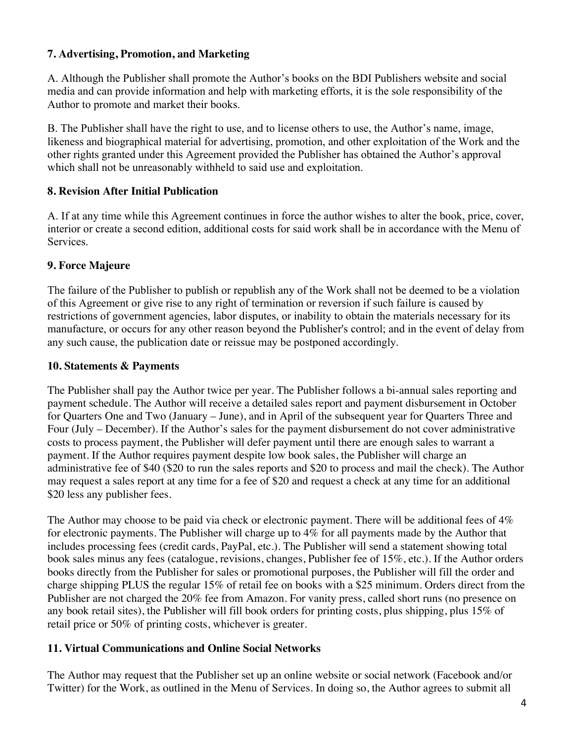### 7. Advertising, Promotion, and Marketing

A. Although the Publisher shall promote the Author's books on the BDI Publishers website and social media and can provide information and help with marketing efforts, it is the sole responsibility of the Author to promote and market their books.

B. The Publisher shall have the right to use, and to license others to use, the Author's name, image, likeness and biographical material for advertising, promotion, and other exploitation of the Work and the other rights granted under this Agreement provided the Publisher has obtained the Author's approval which shall not be unreasonably withheld to said use and exploitation.

### 8. Revision After Initial Publication

A. If at any time while this Agreement continues in force the author wishes to alter the book, price, cover, interior or create a second edition, additional costs for said work shall be in accordance with the Menu of Services.

### 9. Force Majeure

The failure of the Publisher to publish or republish any of the Work shall not be deemed to be a violation of this Agreement or give rise to any right of termination or reversion if such failure is caused by restrictions of government agencies, labor disputes, or inability to obtain the materials necessary for its manufacture, or occurs for any other reason beyond the Publisher's control; and in the event of delay from any such cause, the publication date or reissue may be postponed accordingly.

### 10. Statements & Payments

The Publisher shall pay the Author twice per year. The Publisher follows a bi-annual sales reporting and payment schedule. The Author will receive a detailed sales report and payment disbursement in October for Quarters One and Two (January – June), and in April of the subsequent year for Quarters Three and Four (July – December). If the Author's sales for the payment disbursement do not cover administrative costs to process payment, the Publisher will defer payment until there are enough sales to warrant a payment. If the Author requires payment despite low book sales, the Publisher will charge an administrative fee of $40 ($20 to run the sales reports and $20 to process and mail the check). The Author may request a sales report at any time for a fee of $20 and request a check at any time for an additional $20 less any publisher fees.

The Author may choose to be paid via check or electronic payment. There will be additional fees of 4% for electronic payments. The Publisher will charge up to 4% for all payments made by the Author that includes processing fees (credit cards, PayPal, etc.). The Publisher will send a statement showing total book sales minus any fees (catalogue, revisions, changes, Publisher fee of 15%, etc.). If the Author orders books directly from the Publisher for sales or promotional purposes, the Publisher will fill the order and charge shipping PLUS the regular 15% of retail fee on books with a $25 minimum. Orders direct from the Publisher are not charged the 20% fee from Amazon. For vanity press, called short runs (no presence on any book retail sites), the Publisher will fill book orders for printing costs, plus shipping, plus 15% of retail price or 50% of printing costs, whichever is greater.

### 11. Virtual Communications and Online Social Networks

The Author may request that the Publisher set up an online website or social network (Facebook and/or Twitter) for the Work, as outlined in the Menu of Services. In doing so, the Author agrees to submit all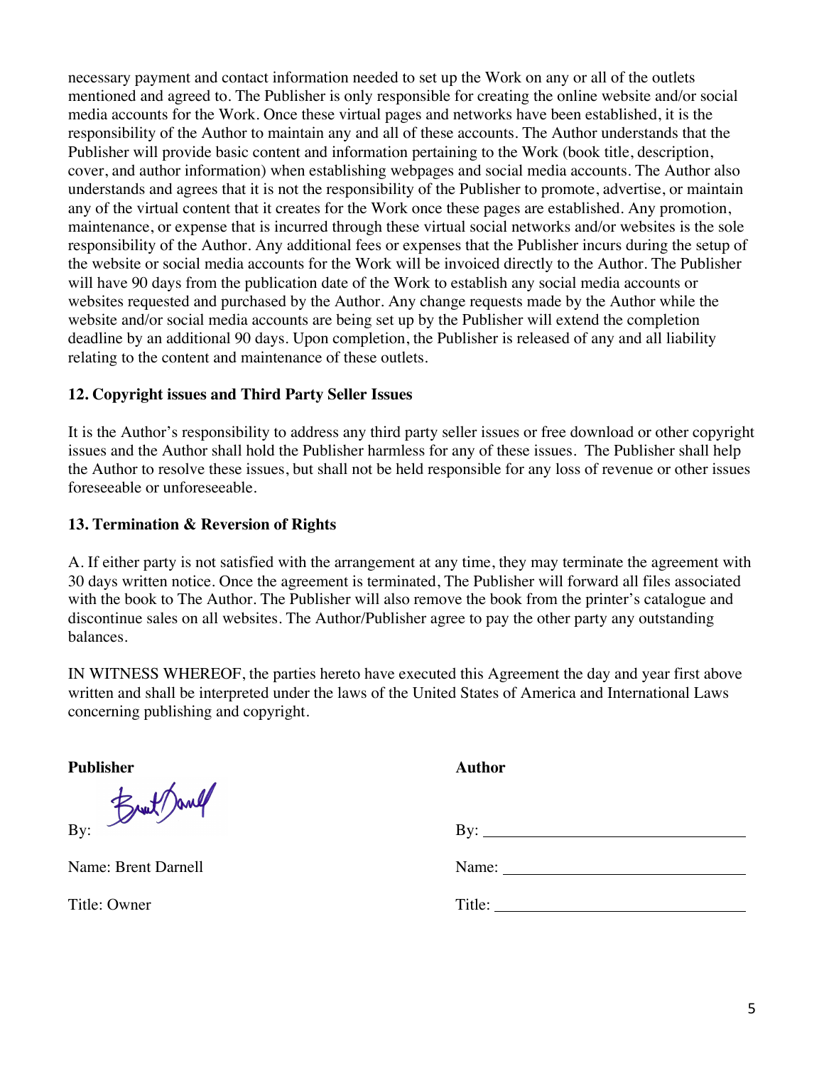necessary payment and contact information needed to set up the Work on any or all of the outlets mentioned and agreed to. The Publisher is only responsible for creating the online website and/or social media accounts for the Work. Once these virtual pages and networks have been established, it is the responsibility of the Author to maintain any and all of these accounts. The Author understands that the Publisher will provide basic content and information pertaining to the Work (book title, description, cover, and author information) when establishing webpages and social media accounts. The Author also understands and agrees that it is not the responsibility of the Publisher to promote, advertise, or maintain any of the virtual content that it creates for the Work once these pages are established. Any promotion, maintenance, or expense that is incurred through these virtual social networks and/or websites is the sole responsibility of the Author. Any additional fees or expenses that the Publisher incurs during the setup of the website or social media accounts for the Work will be invoiced directly to the Author. The Publisher will have 90 days from the publication date of the Work to establish any social media accounts or websites requested and purchased by the Author. Any change requests made by the Author while the website and/or social media accounts are being set up by the Publisher will extend the completion deadline by an additional 90 days. Upon completion, the Publisher is released of any and all liability relating to the content and maintenance of these outlets.

**12. Copyright issues and Third Party Seller Issues**

It is the Author's responsibility to address any third party seller issues or free download or other copyright issues and the Author shall hold the Publisher harmless for any of these issues. The Publisher shall help the Author to resolve these issues, but shall not be held responsible for any loss of revenue or other issues foreseeable or unforeseeable.

**13. Termination & Reversion of Rights**

A. If either party is not satisfied with the arrangement at any time, they may terminate the agreement with 30 days written notice. Once the agreement is terminated, The Publisher will forward all files associated with the book to The Author. The Publisher will also remove the book from the printer's catalogue and discontinue sales on all websites. The Author/Publisher agree to pay the other party any outstanding balances.

IN WITNESS WHEREOF, the parties hereto have executed this Agreement the day and year first above written and shall be interpreted under the laws of the United States of America and International Laws concerning publishing and copyright.

| **Publisher** | **Author** |
|---|---|
| By: Brent Darnell | By: \_\_\_\_\_\_\_\_\_\_\_\_\_\_\_\_\_\_\_\_ |
| Name: Brent Darnell | Name: \_\_\_\_\_\_\_\_\_\_\_\_\_\_\_\_\_\_\_\_ |
| Title: Owner | Title: \_\_\_\_\_\_\_\_\_\_\_\_\_\_\_\_\_\_\_\_ |